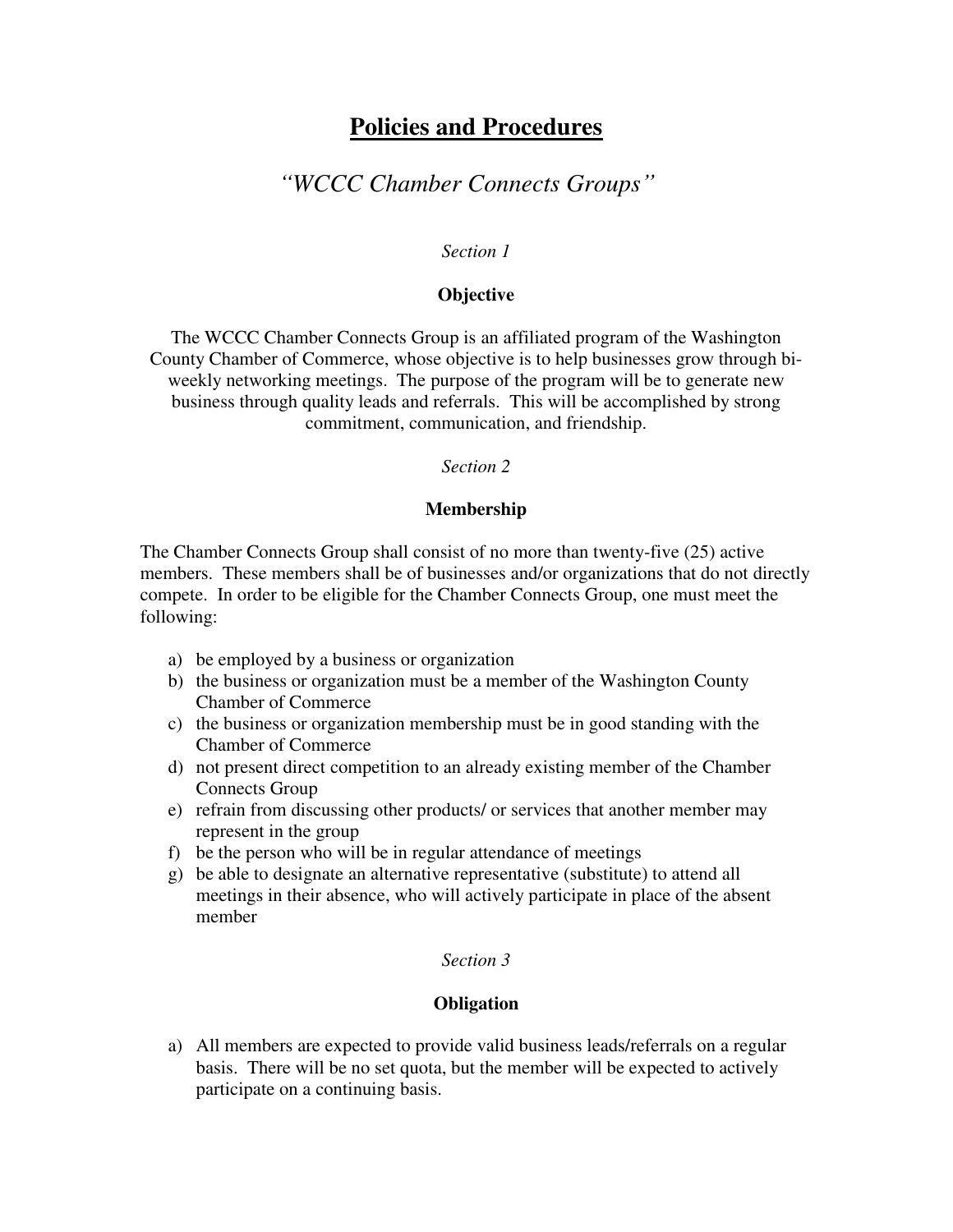# Policies and Procedures

## *"WCCC Chamber Connects Groups"*

*Section 1*

### Objective

The WCCC Chamber Connects Group is an affiliated program of the Washington County Chamber of Commerce, whose objective is to help businesses grow through bi-weekly networking meetings. The purpose of the program will be to generate new business through quality leads and referrals. This will be accomplished by strong commitment, communication, and friendship.

*Section 2*

### Membership

The Chamber Connects Group shall consist of no more than twenty-five (25) active members. These members shall be of businesses and/or organizations that do not directly compete. In order to be eligible for the Chamber Connects Group, one must meet the following:

a) be employed by a business or organization
b) the business or organization must be a member of the Washington County Chamber of Commerce
c) the business or organization membership must be in good standing with the Chamber of Commerce
d) not present direct competition to an already existing member of the Chamber Connects Group
e) refrain from discussing other products/ or services that another member may represent in the group
f) be the person who will be in regular attendance of meetings
g) be able to designate an alternative representative (substitute) to attend all meetings in their absence, who will actively participate in place of the absent member

*Section 3*

### Obligation

a) All members are expected to provide valid business leads/referrals on a regular basis. There will be no set quota, but the member will be expected to actively participate on a continuing basis.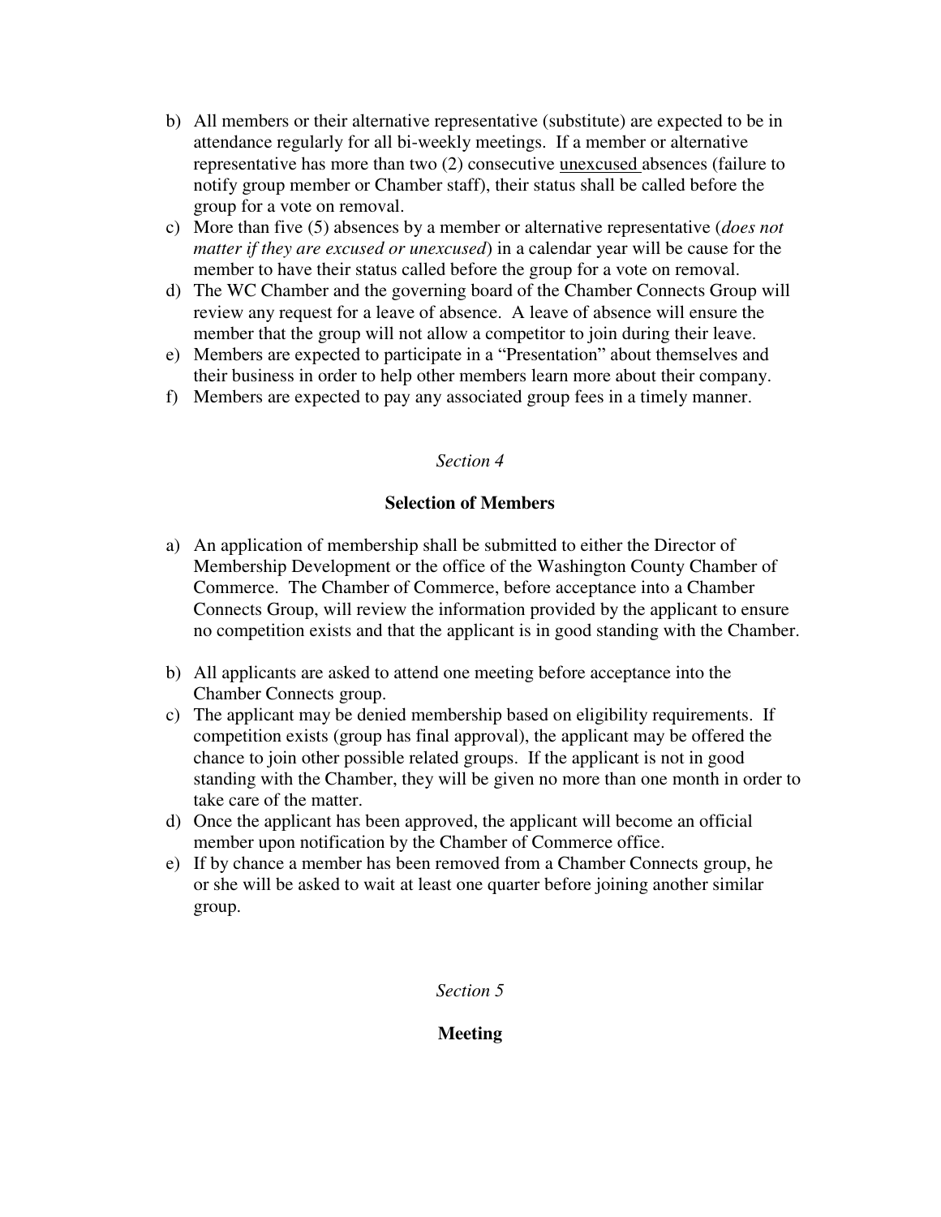b) All members or their alternative representative (substitute) are expected to be in attendance regularly for all bi-weekly meetings. If a member or alternative representative has more than two (2) consecutive <u>unexcused</u> absences (failure to notify group member or Chamber staff), their status shall be called before the group for a vote on removal.

c) More than five (5) absences by a member or alternative representative (*does not matter if they are excused or unexcused*) in a calendar year will be cause for the member to have their status called before the group for a vote on removal.

d) The WC Chamber and the governing board of the Chamber Connects Group will review any request for a leave of absence. A leave of absence will ensure the member that the group will not allow a competitor to join during their leave.

e) Members are expected to participate in a "Presentation" about themselves and their business in order to help other members learn more about their company.

f) Members are expected to pay any associated group fees in a timely manner.

*Section 4*

**Selection of Members**

a) An application of membership shall be submitted to either the Director of Membership Development or the office of the Washington County Chamber of Commerce. The Chamber of Commerce, before acceptance into a Chamber Connects Group, will review the information provided by the applicant to ensure no competition exists and that the applicant is in good standing with the Chamber.

b) All applicants are asked to attend one meeting before acceptance into the Chamber Connects group.

c) The applicant may be denied membership based on eligibility requirements. If competition exists (group has final approval), the applicant may be offered the chance to join other possible related groups. If the applicant is not in good standing with the Chamber, they will be given no more than one month in order to take care of the matter.

d) Once the applicant has been approved, the applicant will become an official member upon notification by the Chamber of Commerce office.

e) If by chance a member has been removed from a Chamber Connects group, he or she will be asked to wait at least one quarter before joining another similar group.

*Section 5*

**Meeting**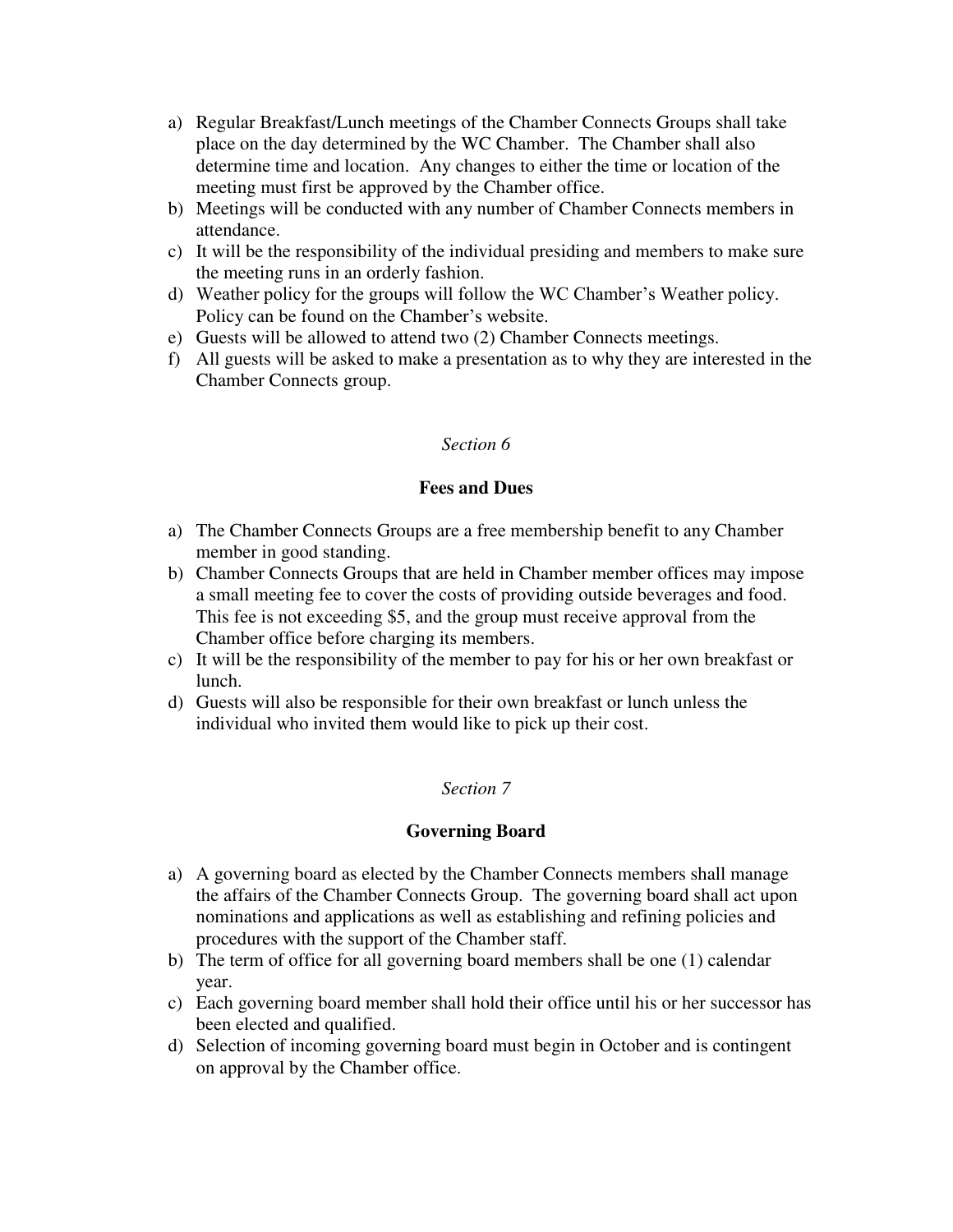a) Regular Breakfast/Lunch meetings of the Chamber Connects Groups shall take place on the day determined by the WC Chamber. The Chamber shall also determine time and location. Any changes to either the time or location of the meeting must first be approved by the Chamber office.
b) Meetings will be conducted with any number of Chamber Connects members in attendance.
c) It will be the responsibility of the individual presiding and members to make sure the meeting runs in an orderly fashion.
d) Weather policy for the groups will follow the WC Chamber's Weather policy. Policy can be found on the Chamber's website.
e) Guests will be allowed to attend two (2) Chamber Connects meetings.
f) All guests will be asked to make a presentation as to why they are interested in the Chamber Connects group.

*Section 6*

**Fees and Dues**

a) The Chamber Connects Groups are a free membership benefit to any Chamber member in good standing.
b) Chamber Connects Groups that are held in Chamber member offices may impose a small meeting fee to cover the costs of providing outside beverages and food. This fee is not exceeding $5, and the group must receive approval from the Chamber office before charging its members.
c) It will be the responsibility of the member to pay for his or her own breakfast or lunch.
d) Guests will also be responsible for their own breakfast or lunch unless the individual who invited them would like to pick up their cost.

*Section 7*

**Governing Board**

a) A governing board as elected by the Chamber Connects members shall manage the affairs of the Chamber Connects Group. The governing board shall act upon nominations and applications as well as establishing and refining policies and procedures with the support of the Chamber staff.
b) The term of office for all governing board members shall be one (1) calendar year.
c) Each governing board member shall hold their office until his or her successor has been elected and qualified.
d) Selection of incoming governing board must begin in October and is contingent on approval by the Chamber office.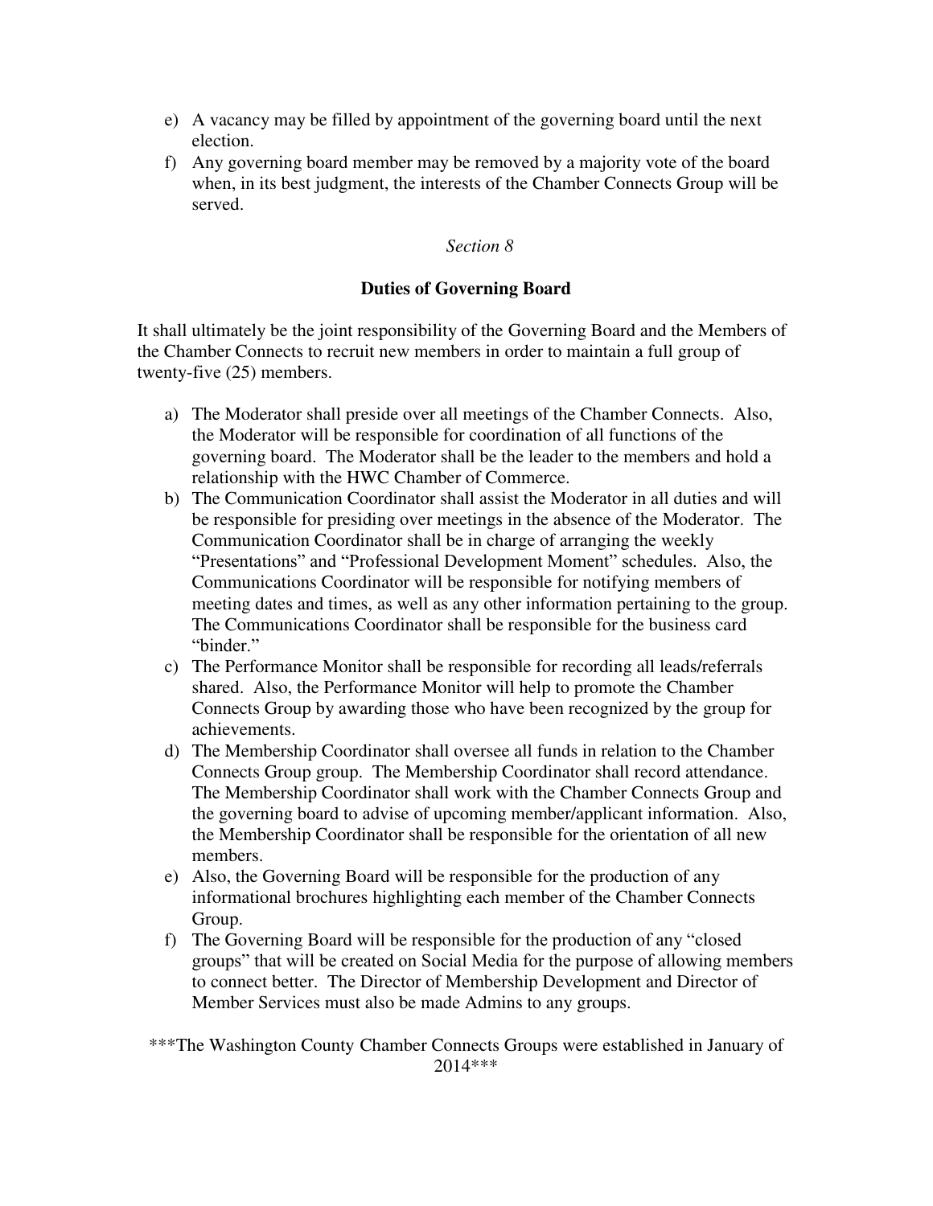e) A vacancy may be filled by appointment of the governing board until the next election.
f) Any governing board member may be removed by a majority vote of the board when, in its best judgment, the interests of the Chamber Connects Group will be served.

*Section 8*

**Duties of Governing Board**

It shall ultimately be the joint responsibility of the Governing Board and the Members of the Chamber Connects to recruit new members in order to maintain a full group of twenty-five (25) members.

a) The Moderator shall preside over all meetings of the Chamber Connects. Also, the Moderator will be responsible for coordination of all functions of the governing board. The Moderator shall be the leader to the members and hold a relationship with the HWC Chamber of Commerce.
b) The Communication Coordinator shall assist the Moderator in all duties and will be responsible for presiding over meetings in the absence of the Moderator. The Communication Coordinator shall be in charge of arranging the weekly "Presentations" and "Professional Development Moment" schedules. Also, the Communications Coordinator will be responsible for notifying members of meeting dates and times, as well as any other information pertaining to the group. The Communications Coordinator shall be responsible for the business card "binder."
c) The Performance Monitor shall be responsible for recording all leads/referrals shared. Also, the Performance Monitor will help to promote the Chamber Connects Group by awarding those who have been recognized by the group for achievements.
d) The Membership Coordinator shall oversee all funds in relation to the Chamber Connects Group group. The Membership Coordinator shall record attendance. The Membership Coordinator shall work with the Chamber Connects Group and the governing board to advise of upcoming member/applicant information. Also, the Membership Coordinator shall be responsible for the orientation of all new members.
e) Also, the Governing Board will be responsible for the production of any informational brochures highlighting each member of the Chamber Connects Group.
f) The Governing Board will be responsible for the production of any "closed groups" that will be created on Social Media for the purpose of allowing members to connect better. The Director of Membership Development and Director of Member Services must also be made Admins to any groups.

***The Washington County Chamber Connects Groups were established in January of 2014***